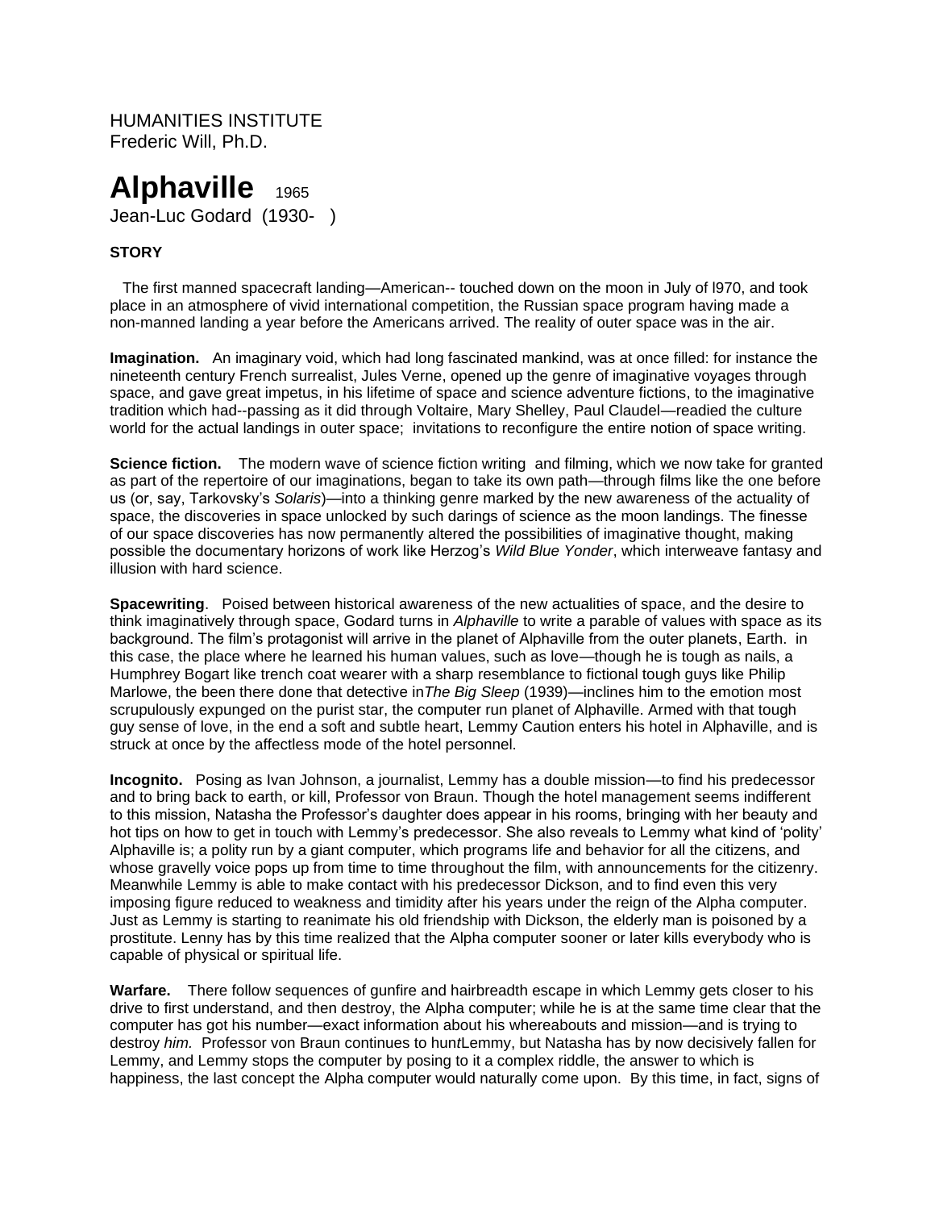HUMANITIES INSTITUTE
Frederic Will, Ph.D.

# Alphaville 1965

Jean-Luc Godard (1930- )

**STORY**

The first manned spacecraft landing—American-- touched down on the moon in July of l970, and took place in an atmosphere of vivid international competition, the Russian space program having made a non-manned landing a year before the Americans arrived. The reality of outer space was in the air.

**Imagination.** An imaginary void, which had long fascinated mankind, was at once filled: for instance the nineteenth century French surrealist, Jules Verne, opened up the genre of imaginative voyages through space, and gave great impetus, in his lifetime of space and science adventure fictions, to the imaginative tradition which had--passing as it did through Voltaire, Mary Shelley, Paul Claudel—readied the culture world for the actual landings in outer space; invitations to reconfigure the entire notion of space writing.

**Science fiction.** The modern wave of science fiction writing and filming, which we now take for granted as part of the repertoire of our imaginations, began to take its own path—through films like the one before us (or, say, Tarkovsky's *Solaris*)—into a thinking genre marked by the new awareness of the actuality of space, the discoveries in space unlocked by such darings of science as the moon landings. The finesse of our space discoveries has now permanently altered the possibilities of imaginative thought, making possible the documentary horizons of work like Herzog's *Wild Blue Yonder*, which interweave fantasy and illusion with hard science.

**Spacewriting**. Poised between historical awareness of the new actualities of space, and the desire to think imaginatively through space, Godard turns in *Alphaville* to write a parable of values with space as its background. The film's protagonist will arrive in the planet of Alphaville from the outer planets, Earth. in this case, the place where he learned his human values, such as love—though he is tough as nails, a Humphrey Bogart like trench coat wearer with a sharp resemblance to fictional tough guys like Philip Marlowe, the been there done that detective in*The Big Sleep* (1939)—inclines him to the emotion most scrupulously expunged on the purist star, the computer run planet of Alphaville. Armed with that tough guy sense of love, in the end a soft and subtle heart, Lemmy Caution enters his hotel in Alphaville, and is struck at once by the affectless mode of the hotel personnel.

**Incognito.** Posing as Ivan Johnson, a journalist, Lemmy has a double mission—to find his predecessor and to bring back to earth, or kill, Professor von Braun. Though the hotel management seems indifferent to this mission, Natasha the Professor's daughter does appear in his rooms, bringing with her beauty and hot tips on how to get in touch with Lemmy's predecessor. She also reveals to Lemmy what kind of 'polity' Alphaville is; a polity run by a giant computer, which programs life and behavior for all the citizens, and whose gravelly voice pops up from time to time throughout the film, with announcements for the citizenry. Meanwhile Lemmy is able to make contact with his predecessor Dickson, and to find even this very imposing figure reduced to weakness and timidity after his years under the reign of the Alpha computer. Just as Lemmy is starting to reanimate his old friendship with Dickson, the elderly man is poisoned by a prostitute. Lenny has by this time realized that the Alpha computer sooner or later kills everybody who is capable of physical or spiritual life.

**Warfare.** There follow sequences of gunfire and hairbreadth escape in which Lemmy gets closer to his drive to first understand, and then destroy, the Alpha computer; while he is at the same time clear that the computer has got his number—exact information about his whereabouts and mission—and is trying to destroy *him.* Professor von Braun continues to hun*t*Lemmy, but Natasha has by now decisively fallen for Lemmy, and Lemmy stops the computer by posing to it a complex riddle, the answer to which is happiness, the last concept the Alpha computer would naturally come upon. By this time, in fact, signs of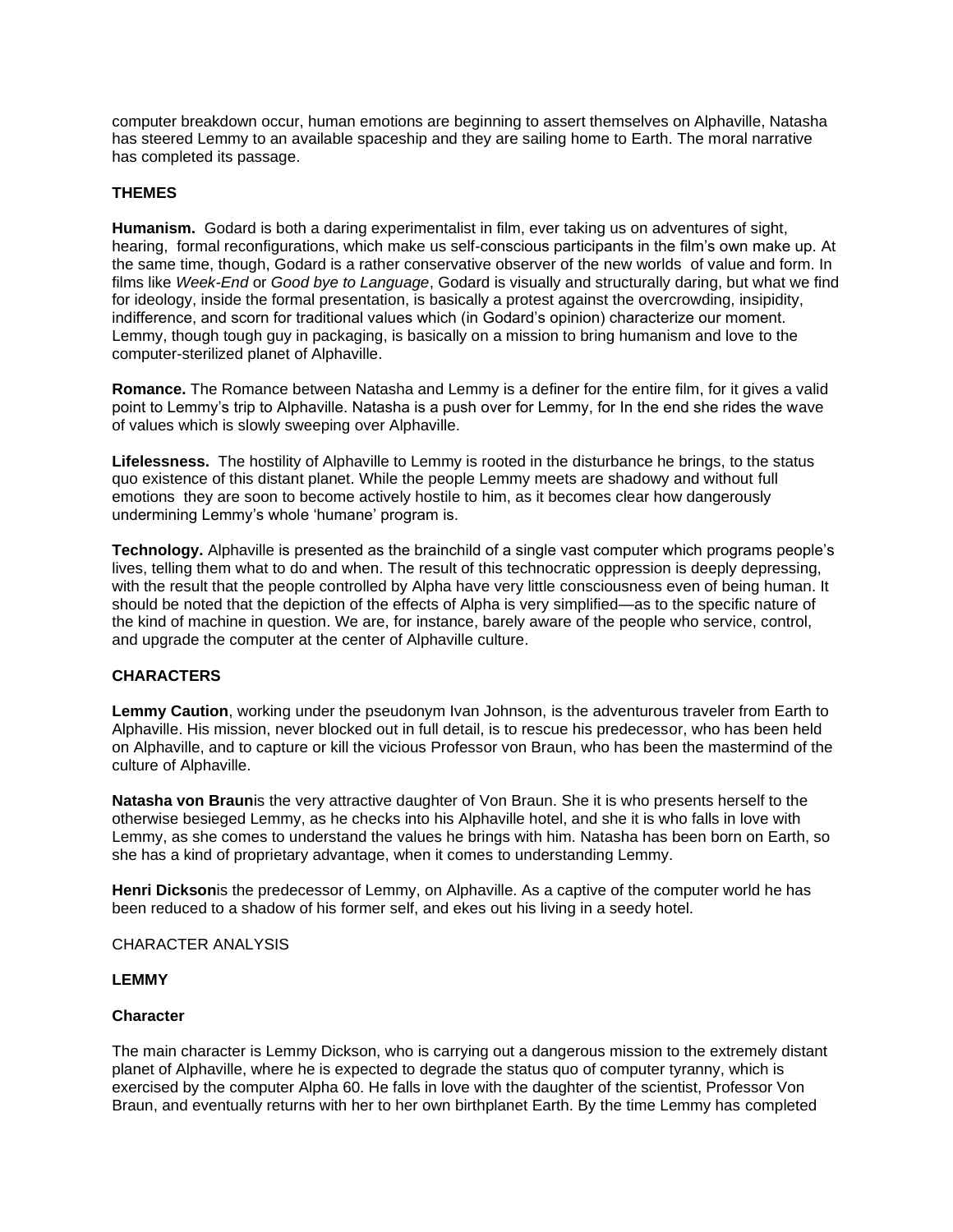computer breakdown occur, human emotions are beginning to assert themselves on Alphaville, Natasha has steered Lemmy to an available spaceship and they are sailing home to Earth. The moral narrative has completed its passage.

**THEMES**

**Humanism.** Godard is both a daring experimentalist in film, ever taking us on adventures of sight, hearing, formal reconfigurations, which make us self-conscious participants in the film's own make up. At the same time, though, Godard is a rather conservative observer of the new worlds of value and form. In films like *Week-End* or *Good bye to Language*, Godard is visually and structurally daring, but what we find for ideology, inside the formal presentation, is basically a protest against the overcrowding, insipidity, indifference, and scorn for traditional values which (in Godard's opinion) characterize our moment. Lemmy, though tough guy in packaging, is basically on a mission to bring humanism and love to the computer-sterilized planet of Alphaville.

**Romance.** The Romance between Natasha and Lemmy is a definer for the entire film, for it gives a valid point to Lemmy's trip to Alphaville. Natasha is a push over for Lemmy, for In the end she rides the wave of values which is slowly sweeping over Alphaville.

**Lifelessness.** The hostility of Alphaville to Lemmy is rooted in the disturbance he brings, to the status quo existence of this distant planet. While the people Lemmy meets are shadowy and without full emotions they are soon to become actively hostile to him, as it becomes clear how dangerously undermining Lemmy's whole 'humane' program is.

**Technology.** Alphaville is presented as the brainchild of a single vast computer which programs people's lives, telling them what to do and when. The result of this technocratic oppression is deeply depressing, with the result that the people controlled by Alpha have very little consciousness even of being human. It should be noted that the depiction of the effects of Alpha is very simplified—as to the specific nature of the kind of machine in question. We are, for instance, barely aware of the people who service, control, and upgrade the computer at the center of Alphaville culture.

**CHARACTERS**

**Lemmy Caution**, working under the pseudonym Ivan Johnson, is the adventurous traveler from Earth to Alphaville. His mission, never blocked out in full detail, is to rescue his predecessor, who has been held on Alphaville, and to capture or kill the vicious Professor von Braun, who has been the mastermind of the culture of Alphaville.

**Natasha von Braun**is the very attractive daughter of Von Braun. She it is who presents herself to the otherwise besieged Lemmy, as he checks into his Alphaville hotel, and she it is who falls in love with Lemmy, as she comes to understand the values he brings with him. Natasha has been born on Earth, so she has a kind of proprietary advantage, when it comes to understanding Lemmy.

**Henri Dickson**is the predecessor of Lemmy, on Alphaville. As a captive of the computer world he has been reduced to a shadow of his former self, and ekes out his living in a seedy hotel.

CHARACTER ANALYSIS

**LEMMY**

**Character**

The main character is Lemmy Dickson, who is carrying out a dangerous mission to the extremely distant planet of Alphaville, where he is expected to degrade the status quo of computer tyranny, which is exercised by the computer Alpha 60. He falls in love with the daughter of the scientist, Professor Von Braun, and eventually returns with her to her own birthplanet Earth. By the time Lemmy has completed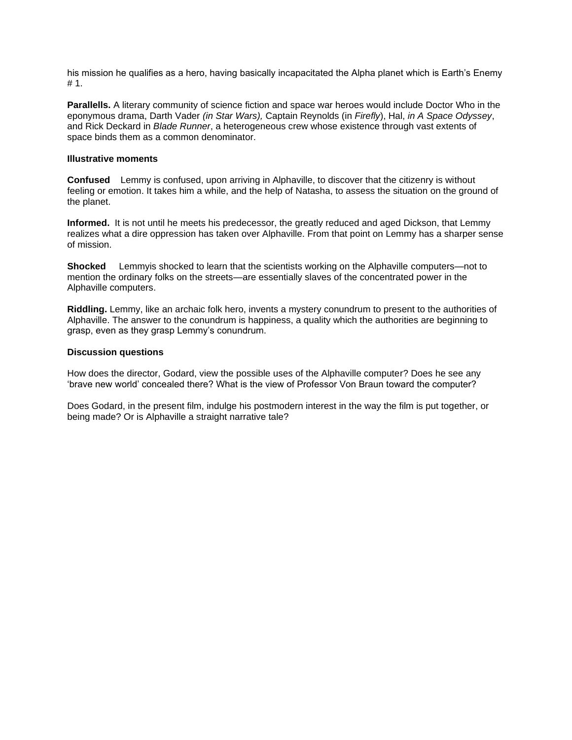his mission he qualifies as a hero, having basically incapacitated the Alpha planet which is Earth's Enemy # 1.

**Parallells.** A literary community of science fiction and space war heroes would include Doctor Who in the eponymous drama, Darth Vader *(in Star Wars),* Captain Reynolds (in *Firefly*), Hal, *in A Space Odyssey*, and Rick Deckard in *Blade Runner*, a heterogeneous crew whose existence through vast extents of space binds them as a common denominator.

**Illustrative moments**

**Confused** Lemmy is confused, upon arriving in Alphaville, to discover that the citizenry is without feeling or emotion. It takes him a while, and the help of Natasha, to assess the situation on the ground of the planet.

**Informed.** It is not until he meets his predecessor, the greatly reduced and aged Dickson, that Lemmy realizes what a dire oppression has taken over Alphaville. From that point on Lemmy has a sharper sense of mission.

**Shocked** Lemmyis shocked to learn that the scientists working on the Alphaville computers—not to mention the ordinary folks on the streets—are essentially slaves of the concentrated power in the Alphaville computers.

**Riddling.** Lemmy, like an archaic folk hero, invents a mystery conundrum to present to the authorities of Alphaville. The answer to the conundrum is happiness, a quality which the authorities are beginning to grasp, even as they grasp Lemmy's conundrum.

**Discussion questions**

How does the director, Godard, view the possible uses of the Alphaville computer? Does he see any 'brave new world' concealed there? What is the view of Professor Von Braun toward the computer?

Does Godard, in the present film, indulge his postmodern interest in the way the film is put together, or being made? Or is Alphaville a straight narrative tale?